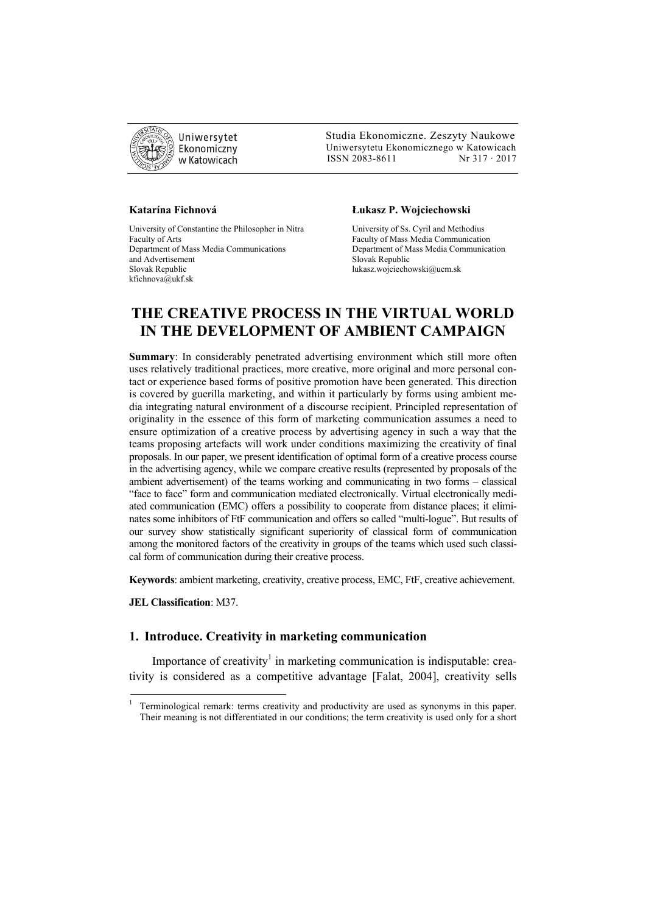Uniwersytet Ekonomiczny w Katowicach

Studia Ekonomiczne. Zeszyty Naukowe
Uniwersytetu Ekonomicznego w Katowicach
ISSN 2083-8611 Nr 317 · 2017

**Katarína Fichnová**

University of Constantine the Philosopher in Nitra
Faculty of Arts
Department of Mass Media Communications and Advertisement
Slovak Republic
kfichnova@ukf.sk

**Łukasz P. Wojciechowski**

University of Ss. Cyril and Methodius
Faculty of Mass Media Communication
Department of Mass Media Communication
Slovak Republic
lukasz.wojciechowski@ucm.sk

# THE CREATIVE PROCESS IN THE VIRTUAL WORLD IN THE DEVELOPMENT OF AMBIENT CAMPAIGN

**Summary**: In considerably penetrated advertising environment which still more often uses relatively traditional practices, more creative, more original and more personal contact or experience based forms of positive promotion have been generated. This direction is covered by guerilla marketing, and within it particularly by forms using ambient media integrating natural environment of a discourse recipient. Principled representation of originality in the essence of this form of marketing communication assumes a need to ensure optimization of a creative process by advertising agency in such a way that the teams proposing artefacts will work under conditions maximizing the creativity of final proposals. In our paper, we present identification of optimal form of a creative process course in the advertising agency, while we compare creative results (represented by proposals of the ambient advertisement) of the teams working and communicating in two forms – classical "face to face" form and communication mediated electronically. Virtual electronically mediated communication (EMC) offers a possibility to cooperate from distance places; it eliminates some inhibitors of FtF communication and offers so called "multi-logue". But results of our survey show statistically significant superiority of classical form of communication among the monitored factors of the creativity in groups of the teams which used such classical form of communication during their creative process.

**Keywords**: ambient marketing, creativity, creative process, EMC, FtF, creative achievement.

**JEL Classification**: M37.

## 1. Introduce. Creativity in marketing communication

Importance of creativity[1] in marketing communication is indisputable: creativity is considered as a competitive advantage [Falat, 2004], creativity sells

---

[1] Terminological remark: terms creativity and productivity are used as synonyms in this paper. Their meaning is not differentiated in our conditions; the term creativity is used only for a short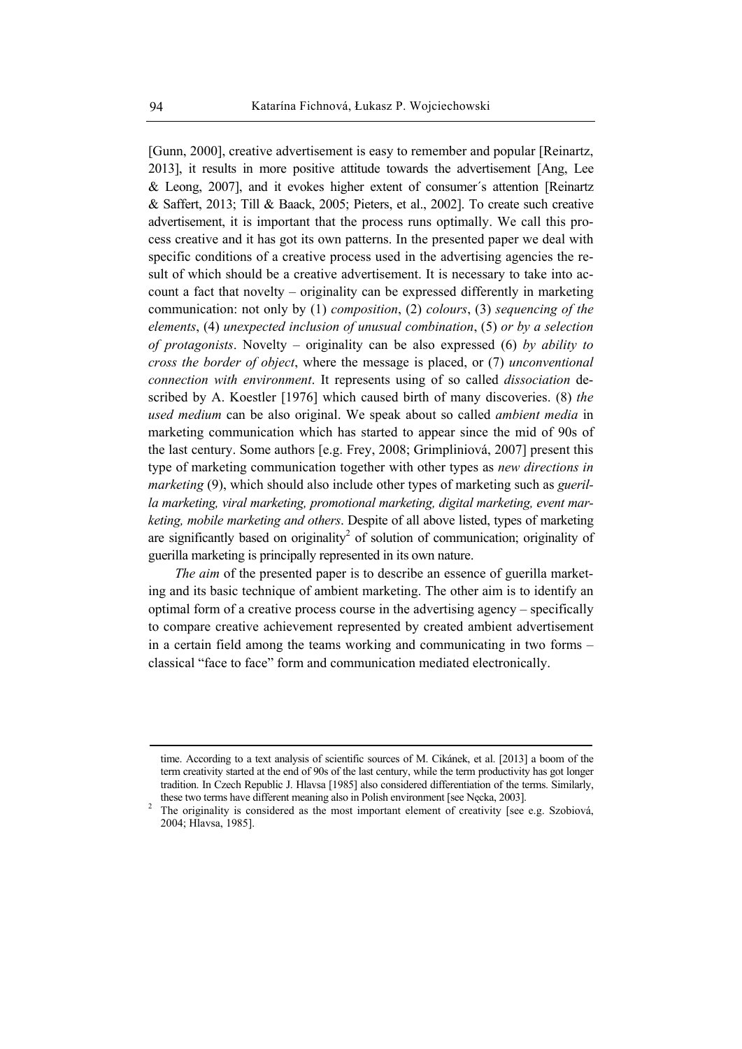[Gunn, 2000], creative advertisement is easy to remember and popular [Reinartz, 2013], it results in more positive attitude towards the advertisement [Ang, Lee & Leong, 2007], and it evokes higher extent of consumer´s attention [Reinartz & Saffert, 2013; Till & Baack, 2005; Pieters, et al., 2002]. To create such creative advertisement, it is important that the process runs optimally. We call this process creative and it has got its own patterns. In the presented paper we deal with specific conditions of a creative process used in the advertising agencies the result of which should be a creative advertisement. It is necessary to take into account a fact that novelty – originality can be expressed differently in marketing communication: not only by (1) *composition*, (2) *colours*, (3) *sequencing of the elements*, (4) *unexpected inclusion of unusual combination*, (5) *or by a selection of protagonists*. Novelty – originality can be also expressed (6) *by ability to cross the border of object*, where the message is placed, or (7) *unconventional connection with environment*. It represents using of so called *dissociation* described by A. Koestler [1976] which caused birth of many discoveries. (8) *the used medium* can be also original. We speak about so called *ambient media* in marketing communication which has started to appear since the mid of 90s of the last century. Some authors [e.g. Frey, 2008; Grimpliniová, 2007] present this type of marketing communication together with other types as *new directions in marketing* (9), which should also include other types of marketing such as *guerilla marketing, viral marketing, promotional marketing, digital marketing, event marketing, mobile marketing and others*. Despite of all above listed, types of marketing are significantly based on originality[2] of solution of communication; originality of guerilla marketing is principally represented in its own nature.

*The aim* of the presented paper is to describe an essence of guerilla marketing and its basic technique of ambient marketing. The other aim is to identify an optimal form of a creative process course in the advertising agency – specifically to compare creative achievement represented by created ambient advertisement in a certain field among the teams working and communicating in two forms – classical "face to face" form and communication mediated electronically.

---

time. According to a text analysis of scientific sources of M. Cikánek, et al. [2013] a boom of the term creativity started at the end of 90s of the last century, while the term productivity has got longer tradition. In Czech Republic J. Hlavsa [1985] also considered differentiation of the terms. Similarly, these two terms have different meaning also in Polish environment [see Nęcka, 2003].

[2] The originality is considered as the most important element of creativity [see e.g. Szobiová, 2004; Hlavsa, 1985].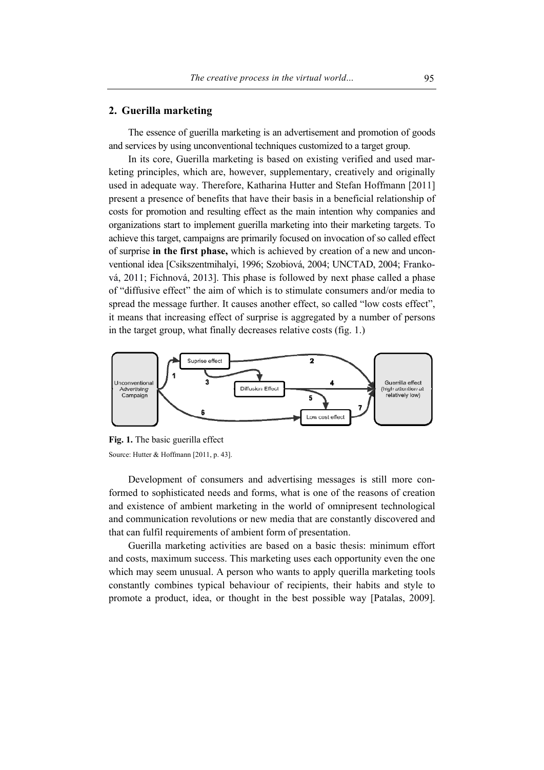## 2. Guerilla marketing

The essence of guerilla marketing is an advertisement and promotion of goods and services by using unconventional techniques customized to a target group.

In its core, Guerilla marketing is based on existing verified and used marketing principles, which are, however, supplementary, creatively and originally used in adequate way. Therefore, Katharina Hutter and Stefan Hoffmann [2011] present a presence of benefits that have their basis in a beneficial relationship of costs for promotion and resulting effect as the main intention why companies and organizations start to implement guerilla marketing into their marketing targets. To achieve this target, campaigns are primarily focused on invocation of so called effect of surprise **in the first phase,** which is achieved by creation of a new and unconventional idea [Csikszentmihalyi, 1996; Szobiová, 2004; UNCTAD, 2004; Franková, 2011; Fichnová, 2013]. This phase is followed by next phase called a phase of "diffusive effect" the aim of which is to stimulate consumers and/or media to spread the message further. It causes another effect, so called "low costs effect", it means that increasing effect of surprise is aggregated by a number of persons in the target group, what finally decreases relative costs (fig. 1.)

**Fig. 1.** The basic guerilla effect

Source: Hutter & Hoffmann [2011, p. 43].

Development of consumers and advertising messages is still more conformed to sophisticated needs and forms, what is one of the reasons of creation and existence of ambient marketing in the world of omnipresent technological and communication revolutions or new media that are constantly discovered and that can fulfil requirements of ambient form of presentation.

Guerilla marketing activities are based on a basic thesis: minimum effort and costs, maximum success. This marketing uses each opportunity even the one which may seem unusual. A person who wants to apply querilla marketing tools constantly combines typical behaviour of recipients, their habits and style to promote a product, idea, or thought in the best possible way [Patalas, 2009].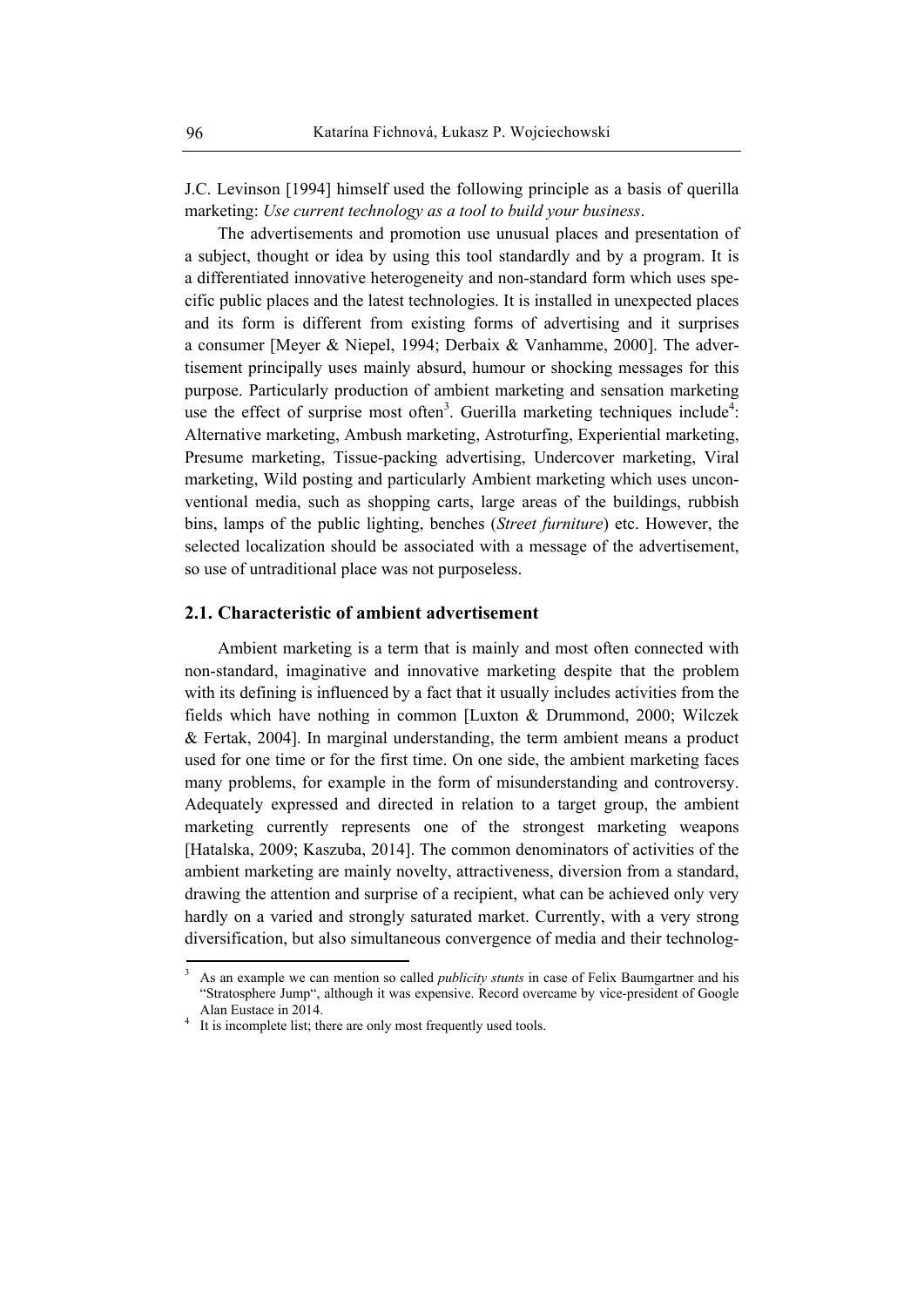J.C. Levinson [1994] himself used the following principle as a basis of querilla marketing: *Use current technology as a tool to build your business*.

The advertisements and promotion use unusual places and presentation of a subject, thought or idea by using this tool standardly and by a program. It is a differentiated innovative heterogeneity and non-standard form which uses specific public places and the latest technologies. It is installed in unexpected places and its form is different from existing forms of advertising and it surprises a consumer [Meyer & Niepel, 1994; Derbaix & Vanhamme, 2000]. The advertisement principally uses mainly absurd, humour or shocking messages for this purpose. Particularly production of ambient marketing and sensation marketing use the effect of surprise most often[3]. Guerilla marketing techniques include[4]: Alternative marketing, Ambush marketing, Astroturfing, Experiential marketing, Presume marketing, Tissue-packing advertising, Undercover marketing, Viral marketing, Wild posting and particularly Ambient marketing which uses unconventional media, such as shopping carts, large areas of the buildings, rubbish bins, lamps of the public lighting, benches (*Street furniture*) etc. However, the selected localization should be associated with a message of the advertisement, so use of untraditional place was not purposeless.

## 2.1. Characteristic of ambient advertisement

Ambient marketing is a term that is mainly and most often connected with non-standard, imaginative and innovative marketing despite that the problem with its defining is influenced by a fact that it usually includes activities from the fields which have nothing in common [Luxton & Drummond, 2000; Wilczek & Fertak, 2004]. In marginal understanding, the term ambient means a product used for one time or for the first time. On one side, the ambient marketing faces many problems, for example in the form of misunderstanding and controversy. Adequately expressed and directed in relation to a target group, the ambient marketing currently represents one of the strongest marketing weapons [Hatalska, 2009; Kaszuba, 2014]. The common denominators of activities of the ambient marketing are mainly novelty, attractiveness, diversion from a standard, drawing the attention and surprise of a recipient, what can be achieved only very hardly on a varied and strongly saturated market. Currently, with a very strong diversification, but also simultaneous convergence of media and their technolog-

---

[3] As an example we can mention so called *publicity stunts* in case of Felix Baumgartner and his "Stratosphere Jump", although it was expensive. Record overcame by vice-president of Google Alan Eustace in 2014.

[4] It is incomplete list; there are only most frequently used tools.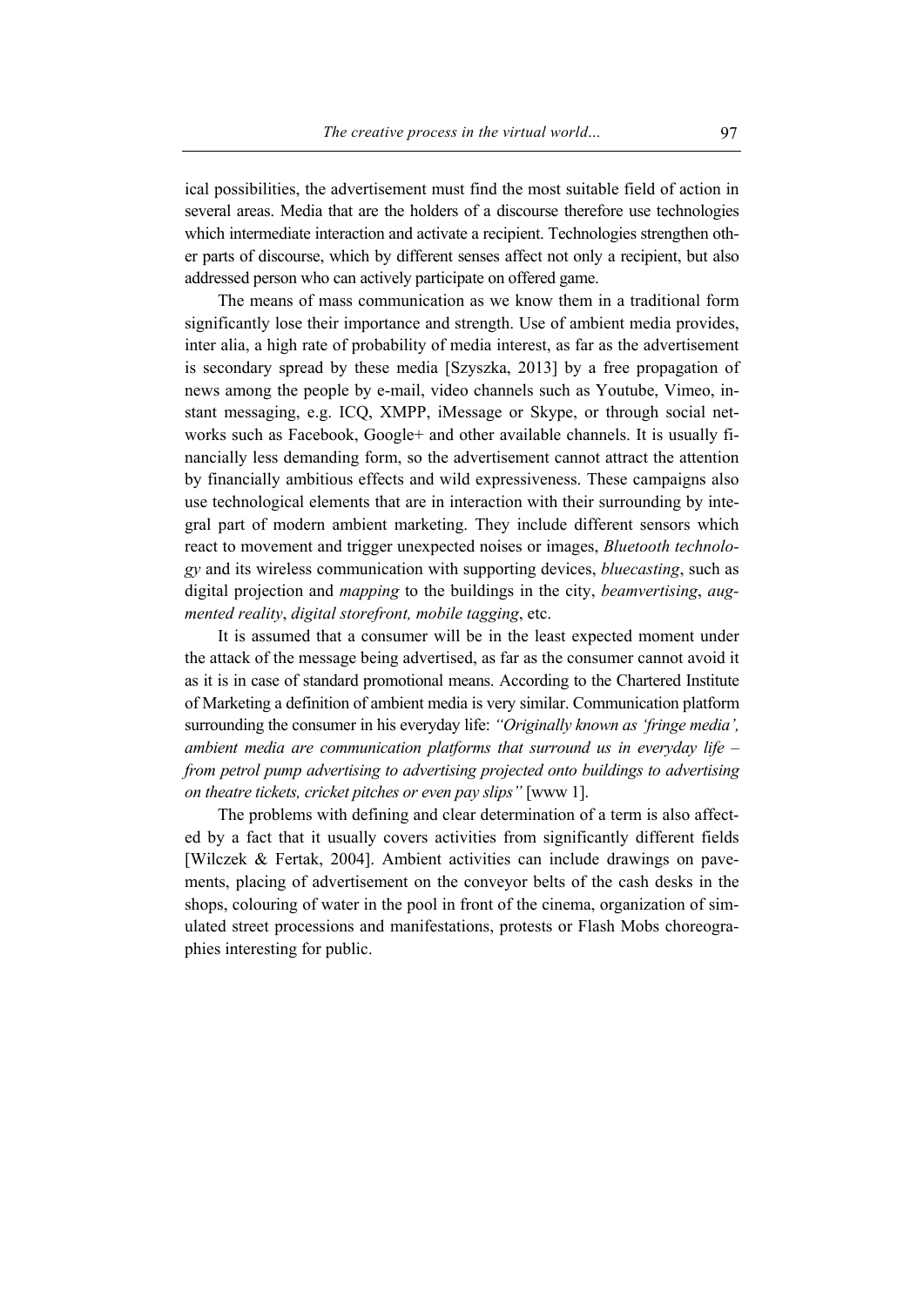ical possibilities, the advertisement must find the most suitable field of action in several areas. Media that are the holders of a discourse therefore use technologies which intermediate interaction and activate a recipient. Technologies strengthen other parts of discourse, which by different senses affect not only a recipient, but also addressed person who can actively participate on offered game.

The means of mass communication as we know them in a traditional form significantly lose their importance and strength. Use of ambient media provides, inter alia, a high rate of probability of media interest, as far as the advertisement is secondary spread by these media [Szyszka, 2013] by a free propagation of news among the people by e-mail, video channels such as Youtube, Vimeo, instant messaging, e.g. ICQ, XMPP, iMessage or Skype, or through social networks such as Facebook, Google+ and other available channels. It is usually financially less demanding form, so the advertisement cannot attract the attention by financially ambitious effects and wild expressiveness. These campaigns also use technological elements that are in interaction with their surrounding by integral part of modern ambient marketing. They include different sensors which react to movement and trigger unexpected noises or images, *Bluetooth technology* and its wireless communication with supporting devices, *bluecasting*, such as digital projection and *mapping* to the buildings in the city, *beamvertising*, *augmented reality*, *digital storefront, mobile tagging*, etc.

It is assumed that a consumer will be in the least expected moment under the attack of the message being advertised, as far as the consumer cannot avoid it as it is in case of standard promotional means. According to the Chartered Institute of Marketing a definition of ambient media is very similar. Communication platform surrounding the consumer in his everyday life: *"Originally known as 'fringe media', ambient media are communication platforms that surround us in everyday life – from petrol pump advertising to advertising projected onto buildings to advertising on theatre tickets, cricket pitches or even pay slips"* [www 1].

The problems with defining and clear determination of a term is also affected by a fact that it usually covers activities from significantly different fields [Wilczek & Fertak, 2004]. Ambient activities can include drawings on pavements, placing of advertisement on the conveyor belts of the cash desks in the shops, colouring of water in the pool in front of the cinema, organization of simulated street processions and manifestations, protests or Flash Mobs choreographies interesting for public.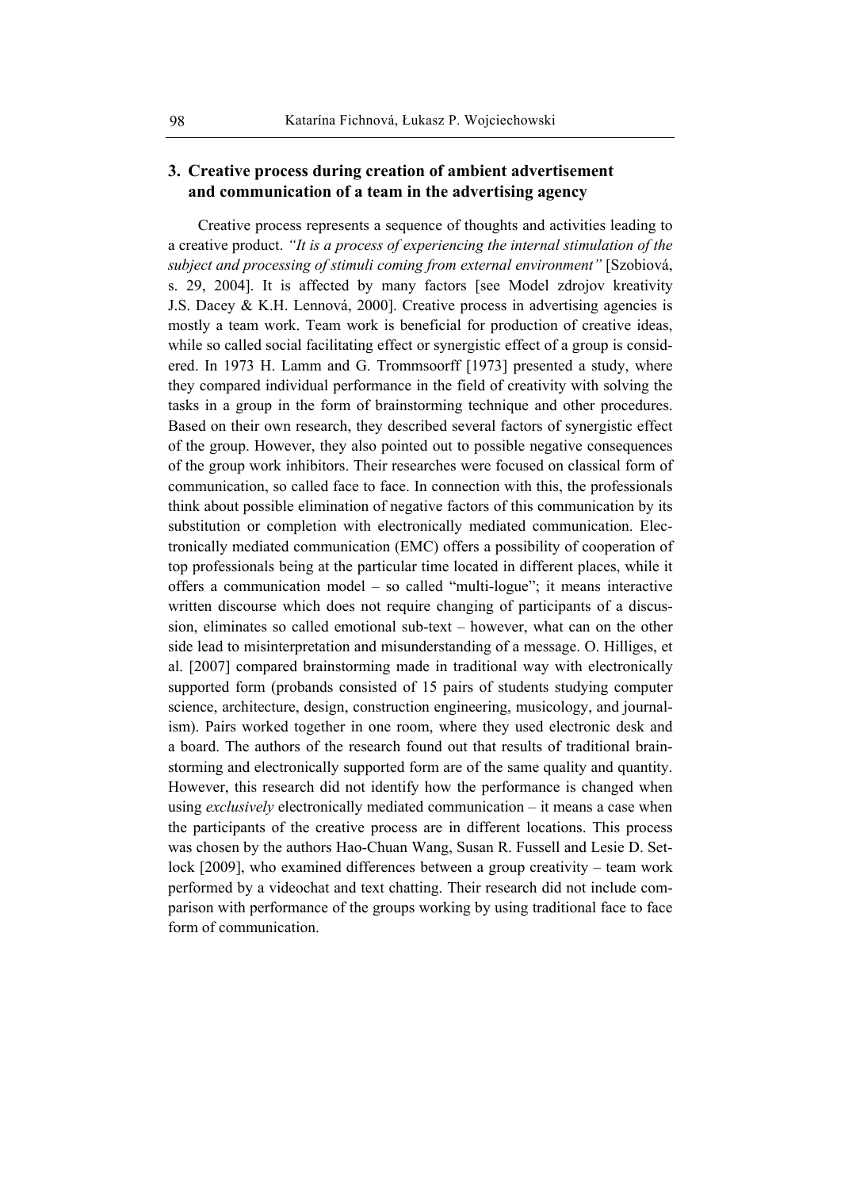## 3. Creative process during creation of ambient advertisement and communication of a team in the advertising agency

Creative process represents a sequence of thoughts and activities leading to a creative product. *"It is a process of experiencing the internal stimulation of the subject and processing of stimuli coming from external environment"* [Szobiová, s. 29, 2004]. It is affected by many factors [see Model zdrojov kreativity J.S. Dacey & K.H. Lennová, 2000]. Creative process in advertising agencies is mostly a team work. Team work is beneficial for production of creative ideas, while so called social facilitating effect or synergistic effect of a group is considered. In 1973 H. Lamm and G. Trommsoorff [1973] presented a study, where they compared individual performance in the field of creativity with solving the tasks in a group in the form of brainstorming technique and other procedures. Based on their own research, they described several factors of synergistic effect of the group. However, they also pointed out to possible negative consequences of the group work inhibitors. Their researches were focused on classical form of communication, so called face to face. In connection with this, the professionals think about possible elimination of negative factors of this communication by its substitution or completion with electronically mediated communication. Electronically mediated communication (EMC) offers a possibility of cooperation of top professionals being at the particular time located in different places, while it offers a communication model – so called "multi-logue"; it means interactive written discourse which does not require changing of participants of a discussion, eliminates so called emotional sub-text – however, what can on the other side lead to misinterpretation and misunderstanding of a message. O. Hilliges, et al. [2007] compared brainstorming made in traditional way with electronically supported form (probands consisted of 15 pairs of students studying computer science, architecture, design, construction engineering, musicology, and journalism). Pairs worked together in one room, where they used electronic desk and a board. The authors of the research found out that results of traditional brainstorming and electronically supported form are of the same quality and quantity. However, this research did not identify how the performance is changed when using *exclusively* electronically mediated communication – it means a case when the participants of the creative process are in different locations. This process was chosen by the authors Hao-Chuan Wang, Susan R. Fussell and Lesie D. Setlock [2009], who examined differences between a group creativity – team work performed by a videochat and text chatting. Their research did not include comparison with performance of the groups working by using traditional face to face form of communication.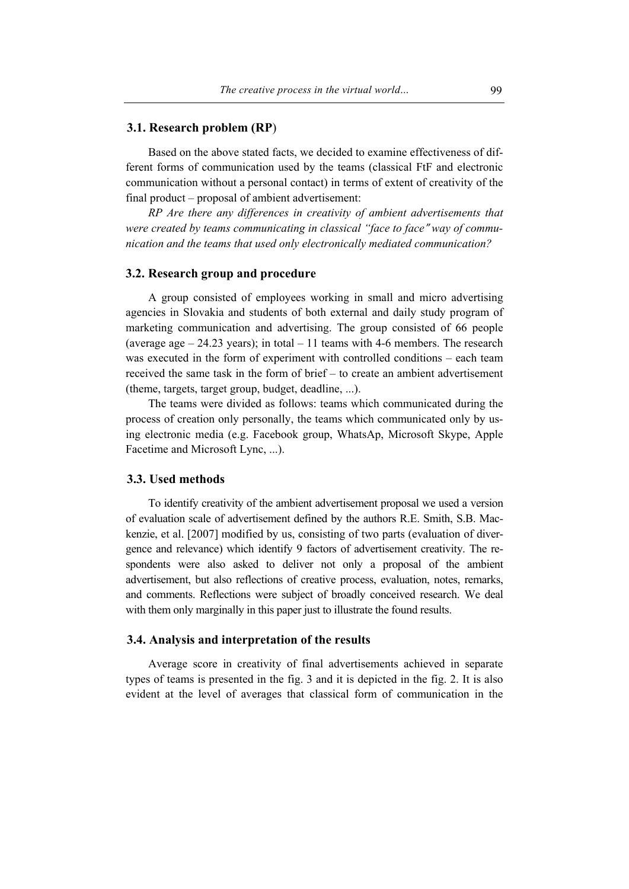### 3.1. Research problem (RP)

Based on the above stated facts, we decided to examine effectiveness of different forms of communication used by the teams (classical FtF and electronic communication without a personal contact) in terms of extent of creativity of the final product – proposal of ambient advertisement:

*RP Are there any differences in creativity of ambient advertisements that were created by teams communicating in classical "face to face" way of communication and the teams that used only electronically mediated communication?*

### 3.2. Research group and procedure

A group consisted of employees working in small and micro advertising agencies in Slovakia and students of both external and daily study program of marketing communication and advertising. The group consisted of 66 people (average age – 24.23 years); in total – 11 teams with 4-6 members. The research was executed in the form of experiment with controlled conditions – each team received the same task in the form of brief – to create an ambient advertisement (theme, targets, target group, budget, deadline, ...).

The teams were divided as follows: teams which communicated during the process of creation only personally, the teams which communicated only by using electronic media (e.g. Facebook group, WhatsAp, Microsoft Skype, Apple Facetime and Microsoft Lync, ...).

### 3.3. Used methods

To identify creativity of the ambient advertisement proposal we used a version of evaluation scale of advertisement defined by the authors R.E. Smith, S.B. Mackenzie, et al. [2007] modified by us, consisting of two parts (evaluation of divergence and relevance) which identify 9 factors of advertisement creativity. The respondents were also asked to deliver not only a proposal of the ambient advertisement, but also reflections of creative process, evaluation, notes, remarks, and comments. Reflections were subject of broadly conceived research. We deal with them only marginally in this paper just to illustrate the found results.

### 3.4. Analysis and interpretation of the results

Average score in creativity of final advertisements achieved in separate types of teams is presented in the fig. 3 and it is depicted in the fig. 2. It is also evident at the level of averages that classical form of communication in the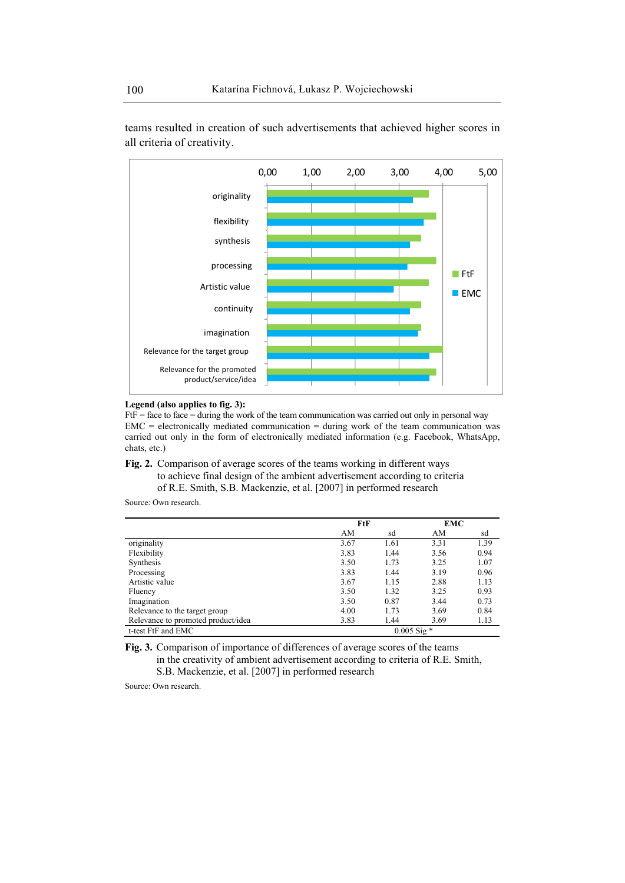teams resulted in creation of such advertisements that achieved higher scores in all criteria of creativity.

**Legend (also applies to fig. 3):**
FtF = face to face = during the work of the team communication was carried out only in personal way
EMC = electronically mediated communication = during work of the team communication was carried out only in the form of electronically mediated information (e.g. Facebook, WhatsApp, chats, etc.)

**Fig. 2.** Comparison of average scores of the teams working in different ways to achieve final design of the ambient advertisement according to criteria of R.E. Smith, S.B. Mackenzie, et al. [2007] in performed research

Source: Own research.

| | FtF | | EMC | |
|---|---|---|---|---|
| | AM | sd | AM | sd |
| originality | 3.67 | 1.61 | 3.31 | 1.39 |
| Flexibility | 3.83 | 1.44 | 3.56 | 0.94 |
| Synthesis | 3.50 | 1.73 | 3.25 | 1.07 |
| Processing | 3.83 | 1.44 | 3.19 | 0.96 |
| Artistic value | 3.67 | 1.15 | 2.88 | 1.13 |
| Fluency | 3.50 | 1.32 | 3.25 | 0.93 |
| Imagination | 3.50 | 0.87 | 3.44 | 0.73 |
| Relevance to the target group | 4.00 | 1.73 | 3.69 | 0.84 |
| Relevance to promoted product/idea | 3.83 | 1.44 | 3.69 | 1.13 |
| t-test FtF and EMC | 0.005 Sig * | | | |

**Fig. 3.** Comparison of importance of differences of average scores of the teams in the creativity of ambient advertisement according to criteria of R.E. Smith, S.B. Mackenzie, et al. [2007] in performed research

Source: Own research.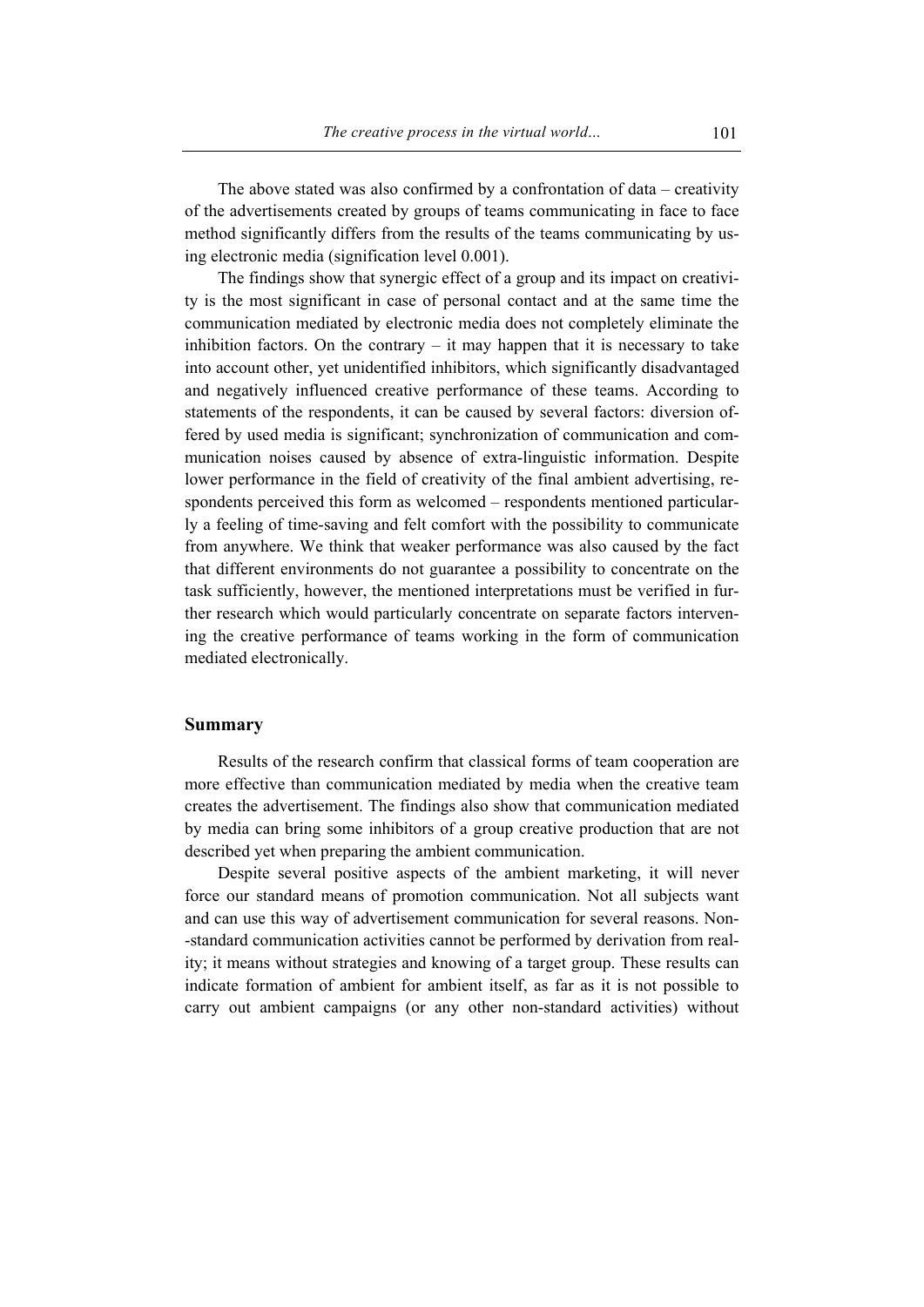The above stated was also confirmed by a confrontation of data – creativity of the advertisements created by groups of teams communicating in face to face method significantly differs from the results of the teams communicating by using electronic media (signification level 0.001).

The findings show that synergic effect of a group and its impact on creativity is the most significant in case of personal contact and at the same time the communication mediated by electronic media does not completely eliminate the inhibition factors. On the contrary – it may happen that it is necessary to take into account other, yet unidentified inhibitors, which significantly disadvantaged and negatively influenced creative performance of these teams. According to statements of the respondents, it can be caused by several factors: diversion offered by used media is significant; synchronization of communication and communication noises caused by absence of extra-linguistic information. Despite lower performance in the field of creativity of the final ambient advertising, respondents perceived this form as welcomed – respondents mentioned particularly a feeling of time-saving and felt comfort with the possibility to communicate from anywhere. We think that weaker performance was also caused by the fact that different environments do not guarantee a possibility to concentrate on the task sufficiently, however, the mentioned interpretations must be verified in further research which would particularly concentrate on separate factors intervening the creative performance of teams working in the form of communication mediated electronically.

## Summary

Results of the research confirm that classical forms of team cooperation are more effective than communication mediated by media when the creative team creates the advertisement. The findings also show that communication mediated by media can bring some inhibitors of a group creative production that are not described yet when preparing the ambient communication.

Despite several positive aspects of the ambient marketing, it will never force our standard means of promotion communication. Not all subjects want and can use this way of advertisement communication for several reasons. Non-standard communication activities cannot be performed by derivation from reality; it means without strategies and knowing of a target group. These results can indicate formation of ambient for ambient itself, as far as it is not possible to carry out ambient campaigns (or any other non-standard activities) without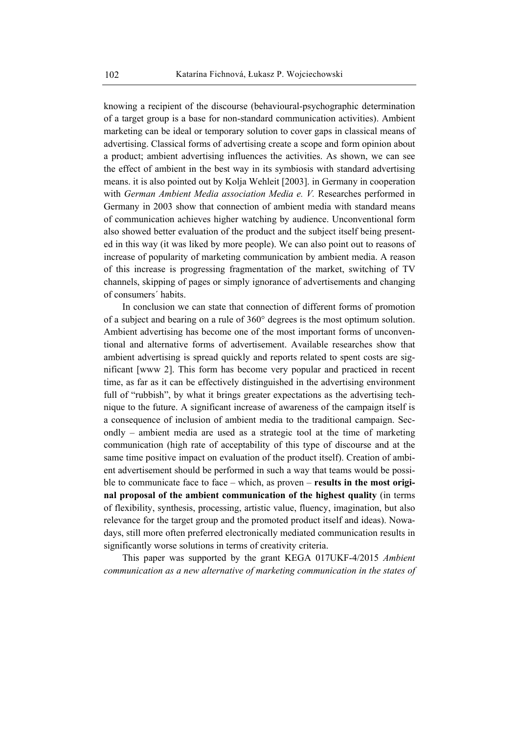knowing a recipient of the discourse (behavioural-psychographic determination of a target group is a base for non-standard communication activities). Ambient marketing can be ideal or temporary solution to cover gaps in classical means of advertising. Classical forms of advertising create a scope and form opinion about a product; ambient advertising influences the activities. As shown, we can see the effect of ambient in the best way in its symbiosis with standard advertising means. it is also pointed out by Kolja Wehleit [2003]. in Germany in cooperation with *German Ambient Media association Media e. V.* Researches performed in Germany in 2003 show that connection of ambient media with standard means of communication achieves higher watching by audience. Unconventional form also showed better evaluation of the product and the subject itself being presented in this way (it was liked by more people). We can also point out to reasons of increase of popularity of marketing communication by ambient media. A reason of this increase is progressing fragmentation of the market, switching of TV channels, skipping of pages or simply ignorance of advertisements and changing of consumers´ habits.

In conclusion we can state that connection of different forms of promotion of a subject and bearing on a rule of 360° degrees is the most optimum solution. Ambient advertising has become one of the most important forms of unconventional and alternative forms of advertisement. Available researches show that ambient advertising is spread quickly and reports related to spent costs are significant [www 2]. This form has become very popular and practiced in recent time, as far as it can be effectively distinguished in the advertising environment full of "rubbish", by what it brings greater expectations as the advertising technique to the future. A significant increase of awareness of the campaign itself is a consequence of inclusion of ambient media to the traditional campaign. Secondly – ambient media are used as a strategic tool at the time of marketing communication (high rate of acceptability of this type of discourse and at the same time positive impact on evaluation of the product itself). Creation of ambient advertisement should be performed in such a way that teams would be possible to communicate face to face – which, as proven – **results in the most original proposal of the ambient communication of the highest quality** (in terms of flexibility, synthesis, processing, artistic value, fluency, imagination, but also relevance for the target group and the promoted product itself and ideas). Nowadays, still more often preferred electronically mediated communication results in significantly worse solutions in terms of creativity criteria.

This paper was supported by the grant KEGA 017UKF-4/2015 *Ambient communication as a new alternative of marketing communication in the states of*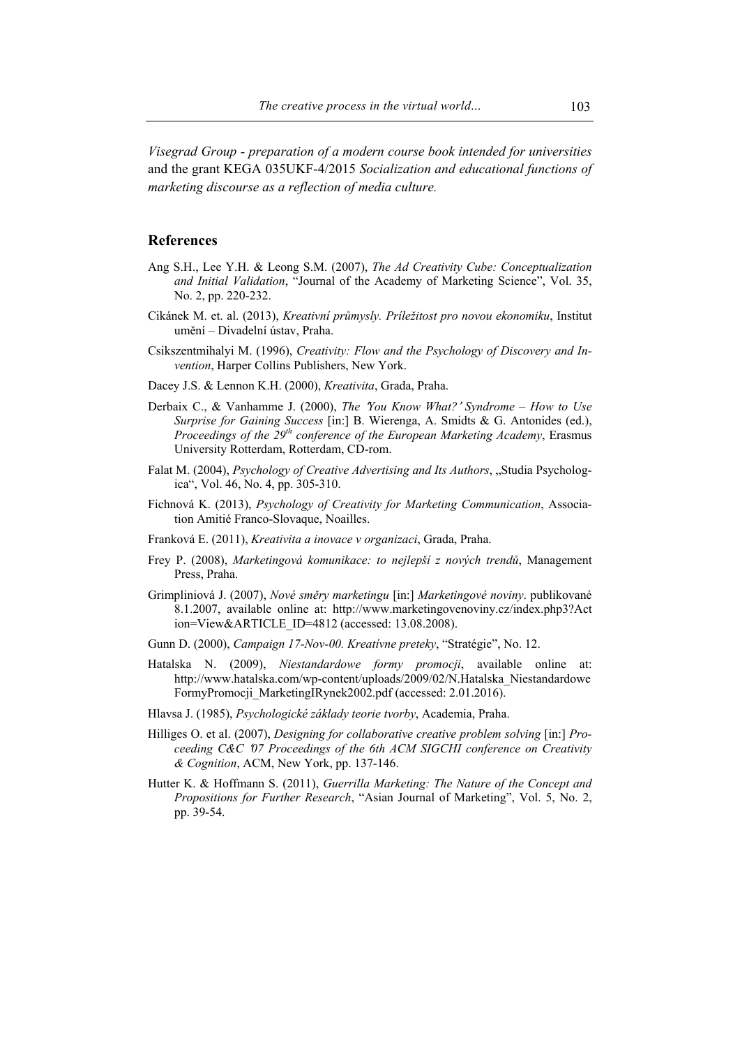*Visegrad Group - preparation of a modern course book intended for universities* and the grant KEGA 035UKF-4/2015 *Socialization and educational functions of marketing discourse as a reflection of media culture.*

## References

Ang S.H., Lee Y.H. & Leong S.M. (2007), *The Ad Creativity Cube: Conceptualization and Initial Validation*, "Journal of the Academy of Marketing Science", Vol. 35, No. 2, pp. 220-232.

Cikánek M. et. al. (2013), *Kreativní průmysly. Príležitost pro novou ekonomiku*, Institut umění – Divadelní ústav, Praha.

Csikszentmihalyi M. (1996), *Creativity: Flow and the Psychology of Discovery and Invention*, Harper Collins Publishers, New York.

Dacey J.S. & Lennon K.H. (2000), *Kreativita*, Grada, Praha.

Derbaix C., & Vanhamme J. (2000), *The 'You Know What?' Syndrome – How to Use Surprise for Gaining Success* [in:] B. Wierenga, A. Smidts & G. Antonides (ed.), *Proceedings of the 29th conference of the European Marketing Academy*, Erasmus University Rotterdam, Rotterdam, CD-rom.

Falat M. (2004), *Psychology of Creative Advertising and Its Authors*, „Studia Psychologica", Vol. 46, No. 4, pp. 305-310.

Fichnová K. (2013), *Psychology of Creativity for Marketing Communication*, Association Amitié Franco-Slovaque, Noailles.

Franková E. (2011), *Kreativita a inovace v organizaci*, Grada, Praha.

Frey P. (2008), *Marketingová komunikace: to nejlepší z nových trendů*, Management Press, Praha.

Grimpliniová J. (2007), *Nové směry marketingu* [in:] *Marketingové noviny*. publikované 8.1.2007, available online at: http://www.marketingovenoviny.cz/index.php3?Action=View&ARTICLE_ID=4812 (accessed: 13.08.2008).

Gunn D. (2000), *Campaign 17-Nov-00. Kreatívne preteky*, "Stratégie", No. 12.

Hatalska N. (2009), *Niestandardowe formy promocji*, available online at: http://www.hatalska.com/wp-content/uploads/2009/02/N.Hatalska_NiestandardoweFormyPromocji_MarketingIRynek2002.pdf (accessed: 2.01.2016).

Hlavsa J. (1985), *Psychologické základy teorie tvorby*, Academia, Praha.

Hilliges O. et al. (2007), *Designing for collaborative creative problem solving* [in:] *Proceeding C&C '07 Proceedings of the 6th ACM SIGCHI conference on Creativity & Cognition*, ACM, New York, pp. 137-146.

Hutter K. & Hoffmann S. (2011), *Guerrilla Marketing: The Nature of the Concept and Propositions for Further Research*, "Asian Journal of Marketing", Vol. 5, No. 2, pp. 39-54.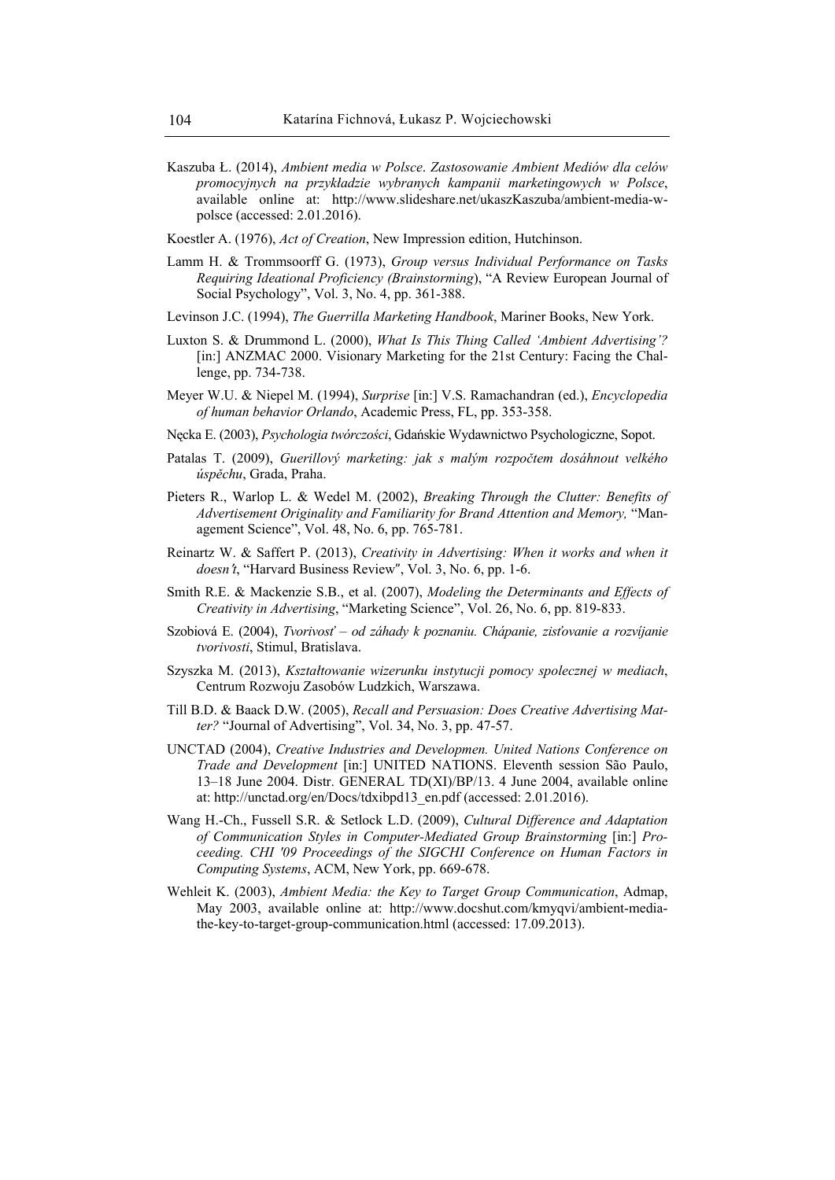Kaszuba Ł. (2014), *Ambient media w Polsce*. *Zastosowanie Ambient Mediów dla celów promocyjnych na przykładzie wybranych kampanii marketingowych w Polsce*, available online at: http://www.slideshare.net/ukaszKaszuba/ambient-media-w-polsce (accessed: 2.01.2016).

Koestler A. (1976), *Act of Creation*, New Impression edition, Hutchinson.

Lamm H. & Trommsoorff G. (1973), *Group versus Individual Performance on Tasks Requiring Ideational Proficiency (Brainstorming)*, "A Review European Journal of Social Psychology", Vol. 3, No. 4, pp. 361-388.

Levinson J.C. (1994), *The Guerrilla Marketing Handbook*, Mariner Books, New York.

Luxton S. & Drummond L. (2000), *What Is This Thing Called 'Ambient Advertising'?* [in:] ANZMAC 2000. Visionary Marketing for the 21st Century: Facing the Challenge, pp. 734-738.

Meyer W.U. & Niepel M. (1994), *Surprise* [in:] V.S. Ramachandran (ed.), *Encyclopedia of human behavior Orlando*, Academic Press, FL, pp. 353-358.

Nęcka E. (2003), *Psychologia twórczości*, Gdańskie Wydawnictwo Psychologiczne, Sopot.

Patalas T. (2009), *Guerillový marketing: jak s malým rozpočtem dosáhnout velkého úspěchu*, Grada, Praha.

Pieters R., Warlop L. & Wedel M. (2002), *Breaking Through the Clutter: Benefits of Advertisement Originality and Familiarity for Brand Attention and Memory,* "Management Science", Vol. 48, No. 6, pp. 765-781.

Reinartz W. & Saffert P. (2013), *Creativity in Advertising: When it works and when it doesn't*, "Harvard Business Review", Vol. 3, No. 6, pp. 1-6.

Smith R.E. & Mackenzie S.B., et al. (2007), *Modeling the Determinants and Effects of Creativity in Advertising*, "Marketing Science", Vol. 26, No. 6, pp. 819-833.

Szobiová E. (2004), *Tvorivosť – od záhady k poznaniu. Chápanie, zisťovanie a rozvíjanie tvorivosti*, Stimul, Bratislava.

Szyszka M. (2013), *Kształtowanie wizerunku instytucji pomocy spolecznej w mediach*, Centrum Rozwoju Zasobów Ludzkich, Warszawa.

Till B.D. & Baack D.W. (2005), *Recall and Persuasion: Does Creative Advertising Matter?* "Journal of Advertising", Vol. 34, No. 3, pp. 47-57.

UNCTAD (2004), *Creative Industries and Developmen. United Nations Conference on Trade and Development* [in:] UNITED NATIONS. Eleventh session São Paulo, 13–18 June 2004. Distr. GENERAL TD(XI)/BP/13. 4 June 2004, available online at: http://unctad.org/en/Docs/tdxibpd13_en.pdf (accessed: 2.01.2016).

Wang H.-Ch., Fussell S.R. & Setlock L.D. (2009), *Cultural Difference and Adaptation of Communication Styles in Computer-Mediated Group Brainstorming* [in:] *Proceeding. CHI '09 Proceedings of the SIGCHI Conference on Human Factors in Computing Systems*, ACM, New York, pp. 669-678.

Wehleit K. (2003), *Ambient Media: the Key to Target Group Communication*, Admap, May 2003, available online at: http://www.docshut.com/kmyqvi/ambient-media-the-key-to-target-group-communication.html (accessed: 17.09.2013).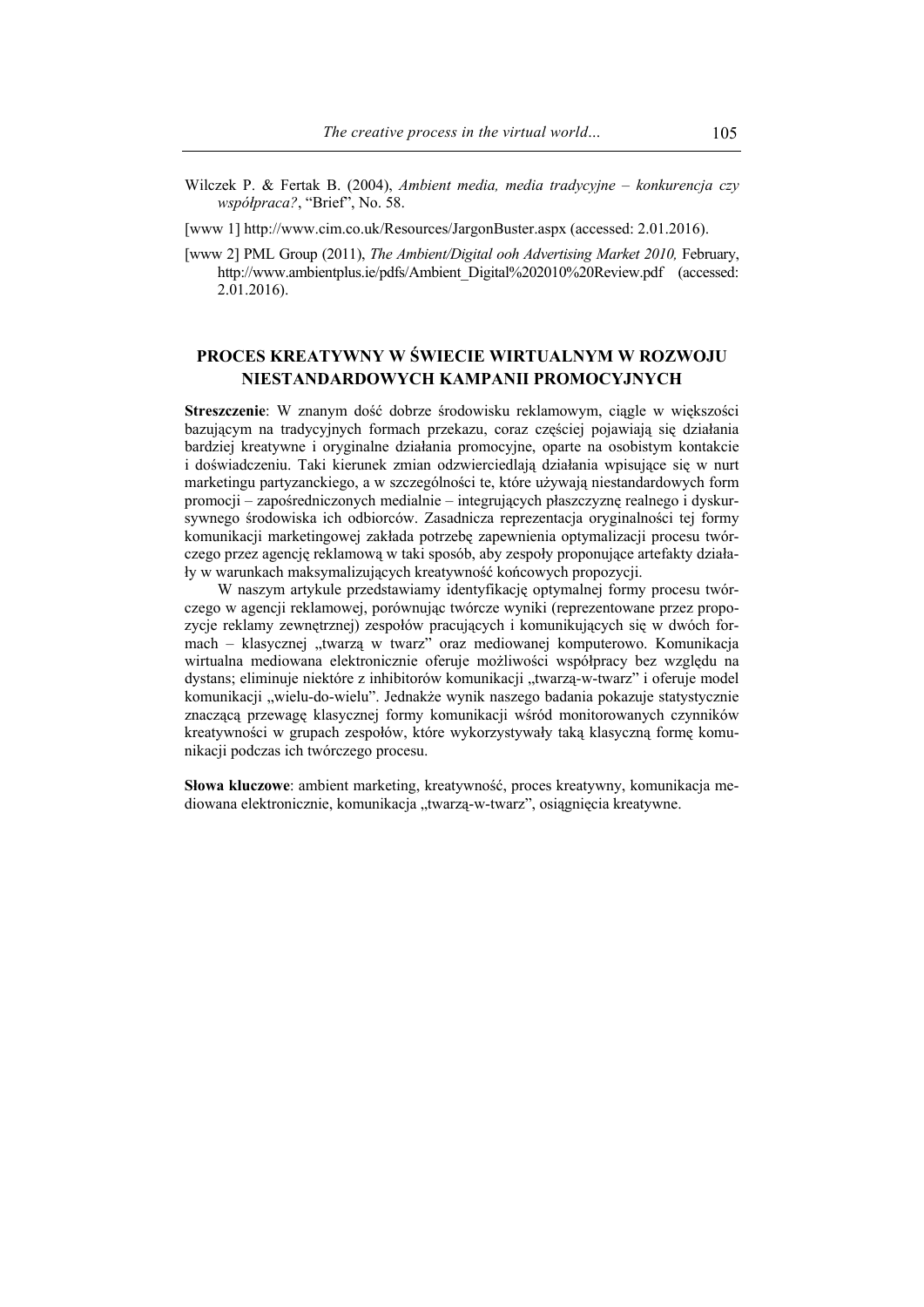Wilczek P. & Fertak B. (2004), *Ambient media, media tradycyjne – konkurencja czy współpraca?*, "Brief", No. 58.

[www 1] http://www.cim.co.uk/Resources/JargonBuster.aspx (accessed: 2.01.2016).

[www 2] PML Group (2011), *The Ambient/Digital ooh Advertising Market 2010,* February, http://www.ambientplus.ie/pdfs/Ambient_Digital%202010%20Review.pdf (accessed: 2.01.2016).

## PROCES KREATYWNY W ŚWIECIE WIRTUALNYM W ROZWOJU NIESTANDARDOWYCH KAMPANII PROMOCYJNYCH

**Streszczenie**: W znanym dość dobrze środowisku reklamowym, ciągle w większości bazującym na tradycyjnych formach przekazu, coraz częściej pojawiają się działania bardziej kreatywne i oryginalne działania promocyjne, oparte na osobistym kontakcie i doświadczeniu. Taki kierunek zmian odzwierciedlają działania wpisujące się w nurt marketingu partyzanckiego, a w szczególności te, które używają niestandardowych form promocji – zapośredniczonych medialnie – integrujących płaszczyznę realnego i dyskursywnego środowiska ich odbiorców. Zasadnicza reprezentacja oryginalności tej formy komunikacji marketingowej zakłada potrzebę zapewnienia optymalizacji procesu twórczego przez agencję reklamową w taki sposób, aby zespoły proponujące artefakty działały w warunkach maksymalizujących kreatywność końcowych propozycji.

W naszym artykule przedstawiamy identyfikację optymalnej formy procesu twórczego w agencji reklamowej, porównując twórcze wyniki (reprezentowane przez propozycje reklamy zewnętrznej) zespołów pracujących i komunikujących się w dwóch formach – klasycznej „twarzą w twarz" oraz mediowanej komputerowo. Komunikacja wirtualna mediowana elektronicznie oferuje możliwości współpracy bez względu na dystans; eliminuje niektóre z inhibitorów komunikacji „twarzą-w-twarz" i oferuje model komunikacji „wielu-do-wielu". Jednakże wynik naszego badania pokazuje statystycznie znaczącą przewagę klasycznej formy komunikacji wśród monitorowanych czynników kreatywności w grupach zespołów, które wykorzystywały taką klasyczną formę komunikacji podczas ich twórczego procesu.

**Słowa kluczowe**: ambient marketing, kreatywność, proces kreatywny, komunikacja mediowana elektronicznie, komunikacja „twarzą-w-twarz", osiągnięcia kreatywne.